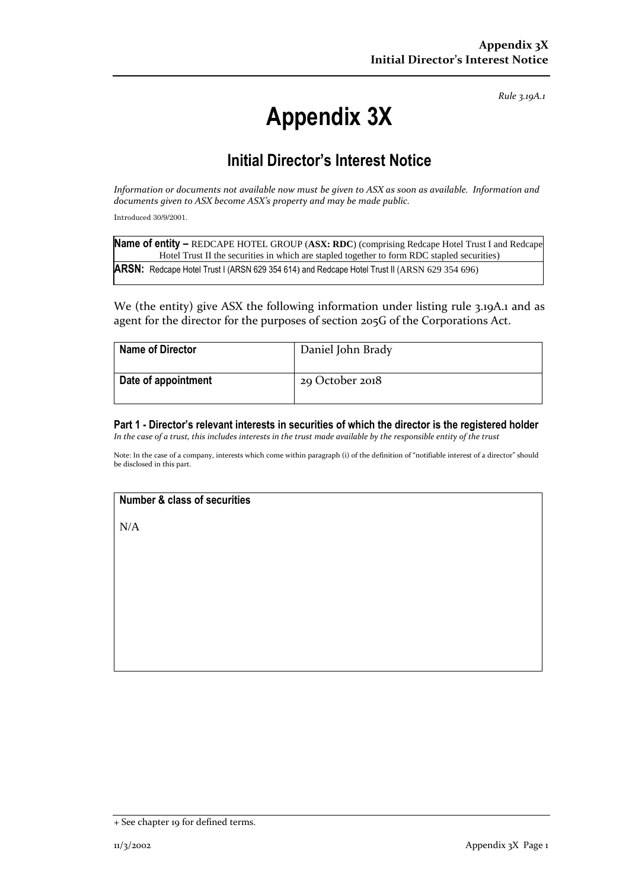*Rule 3.19A.1*

# Appendix 3X

## Initial Director's Interest Notice

*Information or documents not available now must be given to ASX as soon as available. Information and documents given to ASX become ASX's property and may be made public.*

Introduced 30/9/2001.

| **Name of entity –** REDCAPE HOTEL GROUP (**ASX: RDC**) (comprising Redcape Hotel Trust I and Redcape Hotel Trust II the securities in which are stapled together to form RDC stapled securities) |
|---|
| **ARSN:** Redcape Hotel Trust I (ARSN 629 354 614) and Redcape Hotel Trust II (ARSN 629 354 696) |

We (the entity) give ASX the following information under listing rule 3.19A.1 and as agent for the director for the purposes of section 205G of the Corporations Act.

| | |
|---|---|
| **Name of Director** | Daniel John Brady |
| **Date of appointment** | 29 October 2018 |

### Part 1 - Director's relevant interests in securities of which the director is the registered holder

*In the case of a trust, this includes interests in the trust made available by the responsible entity of the trust*

Note: In the case of a company, interests which come within paragraph (i) of the definition of "notifiable interest of a director" should be disclosed in this part.

| **Number & class of securities** |
|---|
| N/A |

+ See chapter 19 for defined terms.

11/3/2002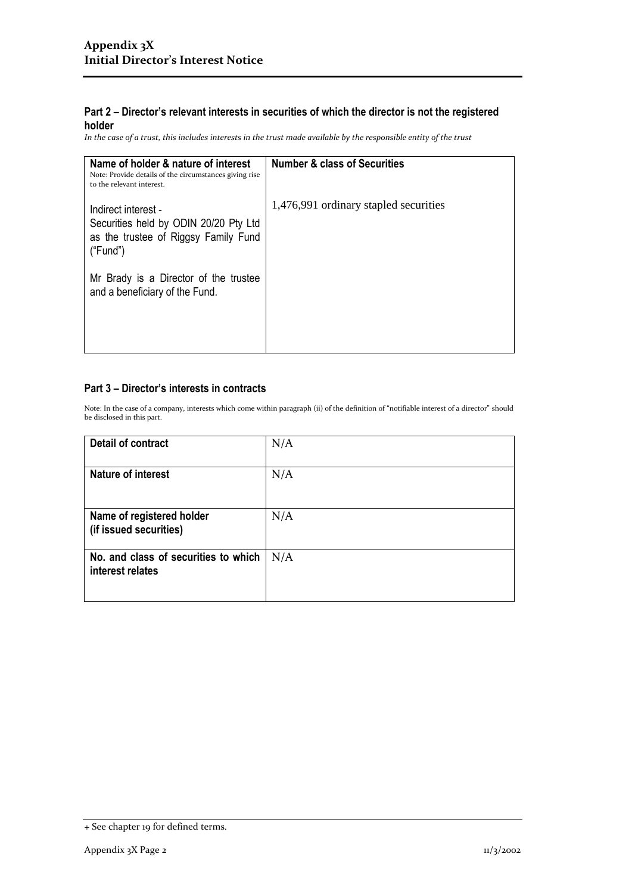## Part 2 – Director's relevant interests in securities of which the director is not the registered holder

*In the case of a trust, this includes interests in the trust made available by the responsible entity of the trust*

| Name of holder & nature of interest<br>Note: Provide details of the circumstances giving rise to the relevant interest. | Number & class of Securities |
|---|---|
| Indirect interest - Securities held by ODIN 20/20 Pty Ltd as the trustee of Riggsy Family Fund ("Fund")<br><br>Mr Brady is a Director of the trustee and a beneficiary of the Fund. | 1,476,991 ordinary stapled securities |

## Part 3 – Director's interests in contracts

Note: In the case of a company, interests which come within paragraph (ii) of the definition of "notifiable interest of a director" should be disclosed in this part.

| | |
|---|---|
| **Detail of contract** | N/A |
| **Nature of interest** | N/A |
| **Name of registered holder (if issued securities)** | N/A |
| **No. and class of securities to which interest relates** | N/A |

+ See chapter 19 for defined terms.